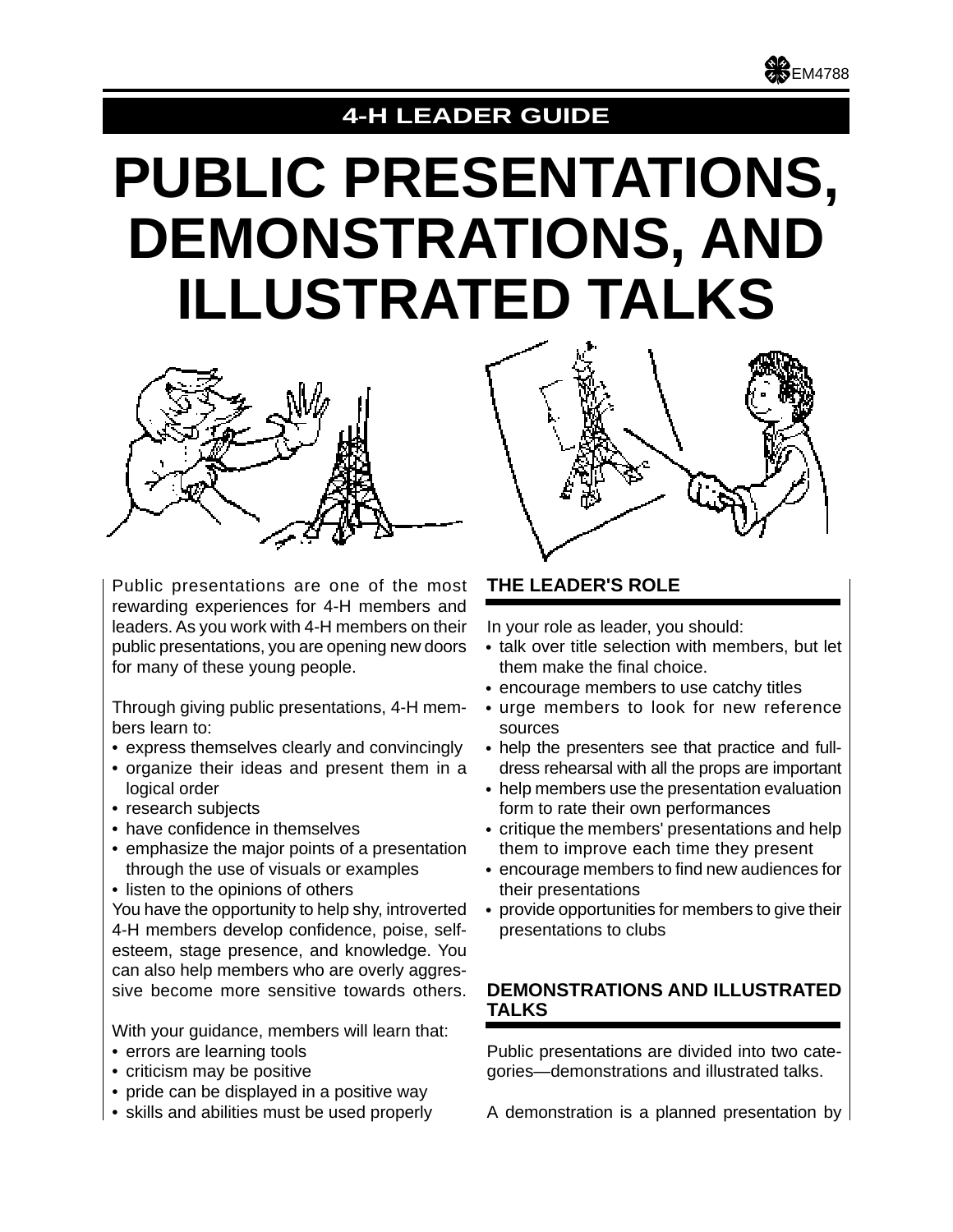EM4788

**4-H LEADER GUIDE**

# PUBLIC PRESENTATIONS, DEMONSTRATIONS, AND ILLUSTRATED TALKS

Public presentations are one of the most rewarding experiences for 4-H members and leaders. As you work with 4-H members on their public presentations, you are opening new doors for many of these young people.

Through giving public presentations, 4-H members learn to:

- express themselves clearly and convincingly
- organize their ideas and present them in a logical order
- research subjects
- have confidence in themselves
- emphasize the major points of a presentation through the use of visuals or examples
- listen to the opinions of others

You have the opportunity to help shy, introverted 4-H members develop confidence, poise, self-esteem, stage presence, and knowledge. You can also help members who are overly aggressive become more sensitive towards others.

With your guidance, members will learn that:

- errors are learning tools
- criticism may be positive
- pride can be displayed in a positive way
- skills and abilities must be used properly

## THE LEADER'S ROLE

In your role as leader, you should:

- talk over title selection with members, but let them make the final choice.
- encourage members to use catchy titles
- urge members to look for new reference sources
- help the presenters see that practice and full-dress rehearsal with all the props are important
- help members use the presentation evaluation form to rate their own performances
- critique the members' presentations and help them to improve each time they present
- encourage members to find new audiences for their presentations
- provide opportunities for members to give their presentations to clubs

## DEMONSTRATIONS AND ILLUSTRATED TALKS

Public presentations are divided into two categories—demonstrations and illustrated talks.

A demonstration is a planned presentation by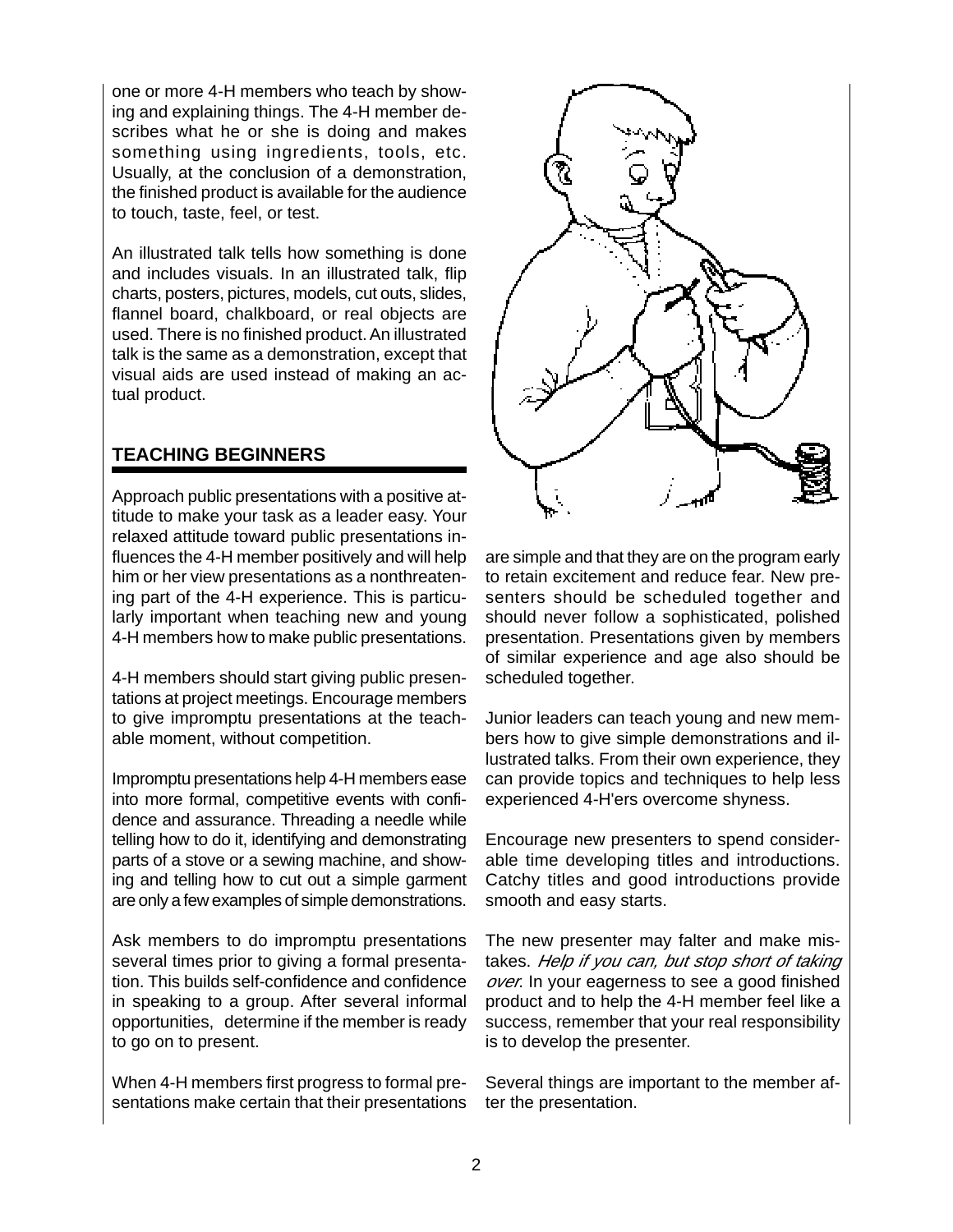one or more 4-H members who teach by showing and explaining things. The 4-H member describes what he or she is doing and makes something using ingredients, tools, etc. Usually, at the conclusion of a demonstration, the finished product is available for the audience to touch, taste, feel, or test.

An illustrated talk tells how something is done and includes visuals. In an illustrated talk, flip charts, posters, pictures, models, cut outs, slides, flannel board, chalkboard, or real objects are used. There is no finished product. An illustrated talk is the same as a demonstration, except that visual aids are used instead of making an actual product.

## TEACHING BEGINNERS

Approach public presentations with a positive attitude to make your task as a leader easy. Your relaxed attitude toward public presentations influences the 4-H member positively and will help him or her view presentations as a nonthreatening part of the 4-H experience. This is particularly important when teaching new and young 4-H members how to make public presentations.

4-H members should start giving public presentations at project meetings. Encourage members to give impromptu presentations at the teachable moment, without competition.

Impromptu presentations help 4-H members ease into more formal, competitive events with confidence and assurance. Threading a needle while telling how to do it, identifying and demonstrating parts of a stove or a sewing machine, and showing and telling how to cut out a simple garment are only a few examples of simple demonstrations.

Ask members to do impromptu presentations several times prior to giving a formal presentation. This builds self-confidence and confidence in speaking to a group. After several informal opportunities, determine if the member is ready to go on to present.

When 4-H members first progress to formal presentations make certain that their presentations are simple and that they are on the program early to retain excitement and reduce fear. New presenters should be scheduled together and should never follow a sophisticated, polished presentation. Presentations given by members of similar experience and age also should be scheduled together.

Junior leaders can teach young and new members how to give simple demonstrations and illustrated talks. From their own experience, they can provide topics and techniques to help less experienced 4-H'ers overcome shyness.

Encourage new presenters to spend considerable time developing titles and introductions. Catchy titles and good introductions provide smooth and easy starts.

The new presenter may falter and make mistakes. *Help if you can, but stop short of taking over.* In your eagerness to see a good finished product and to help the 4-H member feel like a success, remember that your real responsibility is to develop the presenter.

Several things are important to the member after the presentation.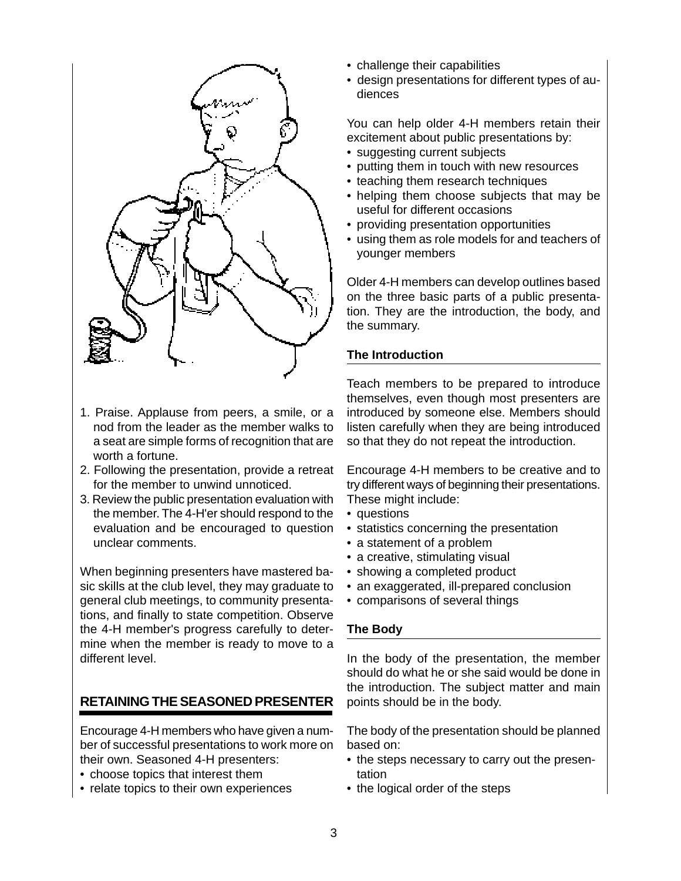1. Praise. Applause from peers, a smile, or a nod from the leader as the member walks to a seat are simple forms of recognition that are worth a fortune.
2. Following the presentation, provide a retreat for the member to unwind unnoticed.
3. Review the public presentation evaluation with the member. The 4-H'er should respond to the evaluation and be encouraged to question unclear comments.

When beginning presenters have mastered basic skills at the club level, they may graduate to general club meetings, to community presentations, and finally to state competition. Observe the 4-H member's progress carefully to determine when the member is ready to move to a different level.

## RETAINING THE SEASONED PRESENTER

Encourage 4-H members who have given a number of successful presentations to work more on their own. Seasoned 4-H presenters:

- choose topics that interest them
- relate topics to their own experiences
- challenge their capabilities
- design presentations for different types of audiences

You can help older 4-H members retain their excitement about public presentations by:

- suggesting current subjects
- putting them in touch with new resources
- teaching them research techniques
- helping them choose subjects that may be useful for different occasions
- providing presentation opportunities
- using them as role models for and teachers of younger members

Older 4-H members can develop outlines based on the three basic parts of a public presentation. They are the introduction, the body, and the summary.

### The Introduction

Teach members to be prepared to introduce themselves, even though most presenters are introduced by someone else. Members should listen carefully when they are being introduced so that they do not repeat the introduction.

Encourage 4-H members to be creative and to try different ways of beginning their presentations. These might include:

- questions
- statistics concerning the presentation
- a statement of a problem
- a creative, stimulating visual
- showing a completed product
- an exaggerated, ill-prepared conclusion
- comparisons of several things

### The Body

In the body of the presentation, the member should do what he or she said would be done in the introduction. The subject matter and main points should be in the body.

The body of the presentation should be planned based on:

- the steps necessary to carry out the presentation
- the logical order of the steps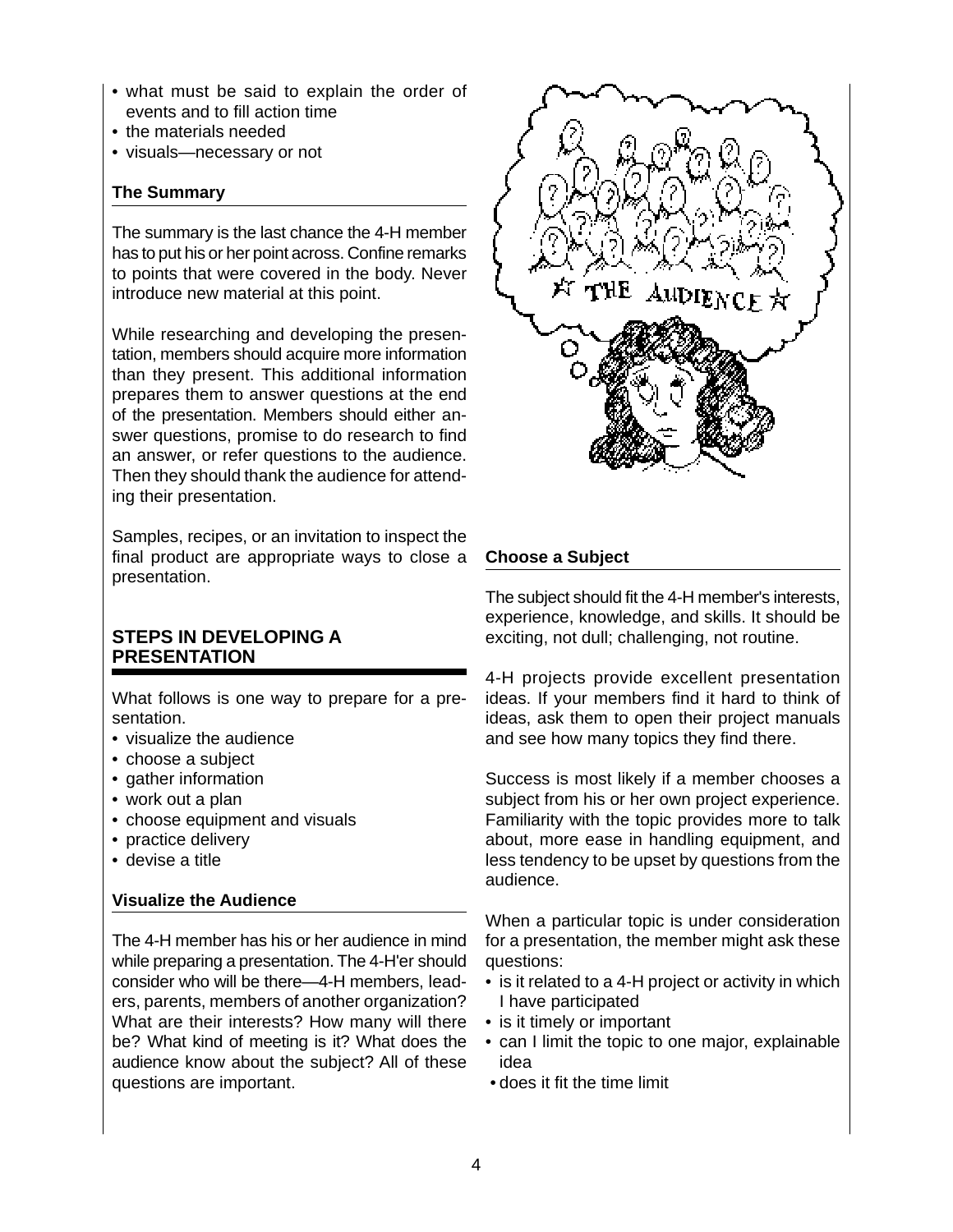- what must be said to explain the order of events and to fill action time
- the materials needed
- visuals—necessary or not

### The Summary

The summary is the last chance the 4-H member has to put his or her point across. Confine remarks to points that were covered in the body. Never introduce new material at this point.

While researching and developing the presentation, members should acquire more information than they present. This additional information prepares them to answer questions at the end of the presentation. Members should either answer questions, promise to do research to find an answer, or refer questions to the audience. Then they should thank the audience for attending their presentation.

Samples, recipes, or an invitation to inspect the final product are appropriate ways to close a presentation.

## STEPS IN DEVELOPING A PRESENTATION

What follows is one way to prepare for a presentation.

- visualize the audience
- choose a subject
- gather information
- work out a plan
- choose equipment and visuals
- practice delivery
- devise a title

### Visualize the Audience

The 4-H member has his or her audience in mind while preparing a presentation. The 4-H'er should consider who will be there—4-H members, leaders, parents, members of another organization? What are their interests? How many will there be? What kind of meeting is it? What does the audience know about the subject? All of these questions are important.

### Choose a Subject

The subject should fit the 4-H member's interests, experience, knowledge, and skills. It should be exciting, not dull; challenging, not routine.

4-H projects provide excellent presentation ideas. If your members find it hard to think of ideas, ask them to open their project manuals and see how many topics they find there.

Success is most likely if a member chooses a subject from his or her own project experience. Familiarity with the topic provides more to talk about, more ease in handling equipment, and less tendency to be upset by questions from the audience.

When a particular topic is under consideration for a presentation, the member might ask these questions:

- is it related to a 4-H project or activity in which I have participated
- is it timely or important
- can I limit the topic to one major, explainable idea
- does it fit the time limit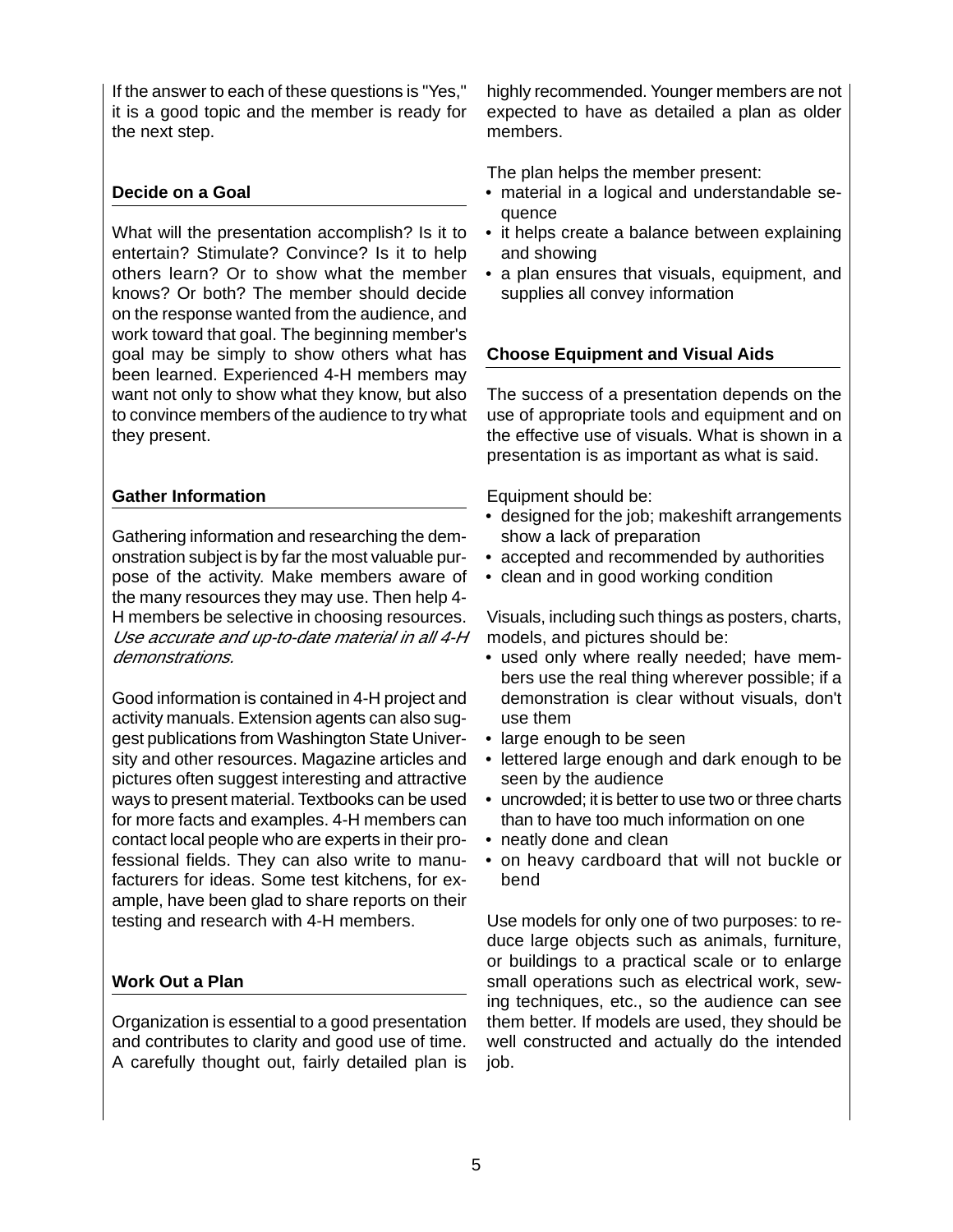If the answer to each of these questions is "Yes," it is a good topic and the member is ready for the next step.

### Decide on a Goal

What will the presentation accomplish? Is it to entertain? Stimulate? Convince? Is it to help others learn? Or to show what the member knows? Or both? The member should decide on the response wanted from the audience, and work toward that goal. The beginning member's goal may be simply to show others what has been learned. Experienced 4-H members may want not only to show what they know, but also to convince members of the audience to try what they present.

### Gather Information

Gathering information and researching the demonstration subject is by far the most valuable purpose of the activity. Make members aware of the many resources they may use. Then help 4-H members be selective in choosing resources. *Use accurate and up-to-date material in all 4-H demonstrations.*

Good information is contained in 4-H project and activity manuals. Extension agents can also suggest publications from Washington State University and other resources. Magazine articles and pictures often suggest interesting and attractive ways to present material. Textbooks can be used for more facts and examples. 4-H members can contact local people who are experts in their professional fields. They can also write to manufacturers for ideas. Some test kitchens, for example, have been glad to share reports on their testing and research with 4-H members.

### Work Out a Plan

Organization is essential to a good presentation and contributes to clarity and good use of time. A carefully thought out, fairly detailed plan is highly recommended. Younger members are not expected to have as detailed a plan as older members.

The plan helps the member present:

- material in a logical and understandable sequence
- it helps create a balance between explaining and showing
- a plan ensures that visuals, equipment, and supplies all convey information

### Choose Equipment and Visual Aids

The success of a presentation depends on the use of appropriate tools and equipment and on the effective use of visuals. What is shown in a presentation is as important as what is said.

Equipment should be:

- designed for the job; makeshift arrangements show a lack of preparation
- accepted and recommended by authorities
- clean and in good working condition

Visuals, including such things as posters, charts, models, and pictures should be:

- used only where really needed; have members use the real thing wherever possible; if a demonstration is clear without visuals, don't use them
- large enough to be seen
- lettered large enough and dark enough to be seen by the audience
- uncrowded; it is better to use two or three charts than to have too much information on one
- neatly done and clean
- on heavy cardboard that will not buckle or bend

Use models for only one of two purposes: to reduce large objects such as animals, furniture, or buildings to a practical scale or to enlarge small operations such as electrical work, sewing techniques, etc., so the audience can see them better. If models are used, they should be well constructed and actually do the intended job.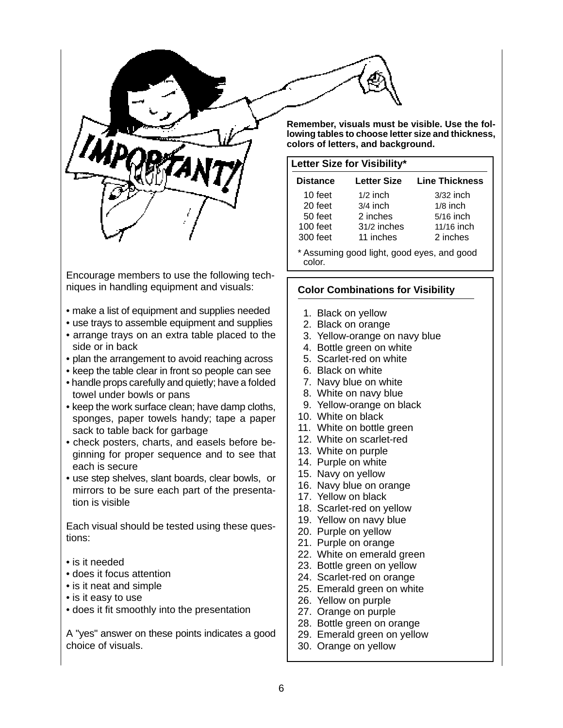Encourage members to use the following techniques in handling equipment and visuals:

- make a list of equipment and supplies needed
- use trays to assemble equipment and supplies
- arrange trays on an extra table placed to the side or in back
- plan the arrangement to avoid reaching across
- keep the table clear in front so people can see
- handle props carefully and quietly; have a folded towel under bowls or pans
- keep the work surface clean; have damp cloths, sponges, paper towels handy; tape a paper sack to table back for garbage
- check posters, charts, and easels before beginning for proper sequence and to see that each is secure
- use step shelves, slant boards, clear bowls, or mirrors to be sure each part of the presentation is visible

Each visual should be tested using these questions:

- is it needed
- does it focus attention
- is it neat and simple
- is it easy to use
- does it fit smoothly into the presentation

A "yes" answer on these points indicates a good choice of visuals.

**Remember, visuals must be visible. Use the following tables to choose letter size and thickness, colors of letters, and background.**

**Letter Size for Visibility***

| Distance | Letter Size | Line Thickness |
|---|---|---|
| 10 feet | 1/2 inch | 3/32 inch |
| 20 feet | 3/4 inch | 1/8 inch |
| 50 feet | 2 inches | 5/16 inch |
| 100 feet | 31/2 inches | 11/16 inch |
| 300 feet | 11 inches | 2 inches |

\* Assuming good light, good eyes, and good color.

**Color Combinations for Visibility**

1. Black on yellow
2. Black on orange
3. Yellow-orange on navy blue
4. Bottle green on white
5. Scarlet-red on white
6. Black on white
7. Navy blue on white
8. White on navy blue
9. Yellow-orange on black
10. White on black
11. White on bottle green
12. White on scarlet-red
13. White on purple
14. Purple on white
15. Navy on yellow
16. Navy blue on orange
17. Yellow on black
18. Scarlet-red on yellow
19. Yellow on navy blue
20. Purple on yellow
21. Purple on orange
22. White on emerald green
23. Bottle green on yellow
24. Scarlet-red on orange
25. Emerald green on white
26. Yellow on purple
27. Orange on purple
28. Bottle green on orange
29. Emerald green on yellow
30. Orange on yellow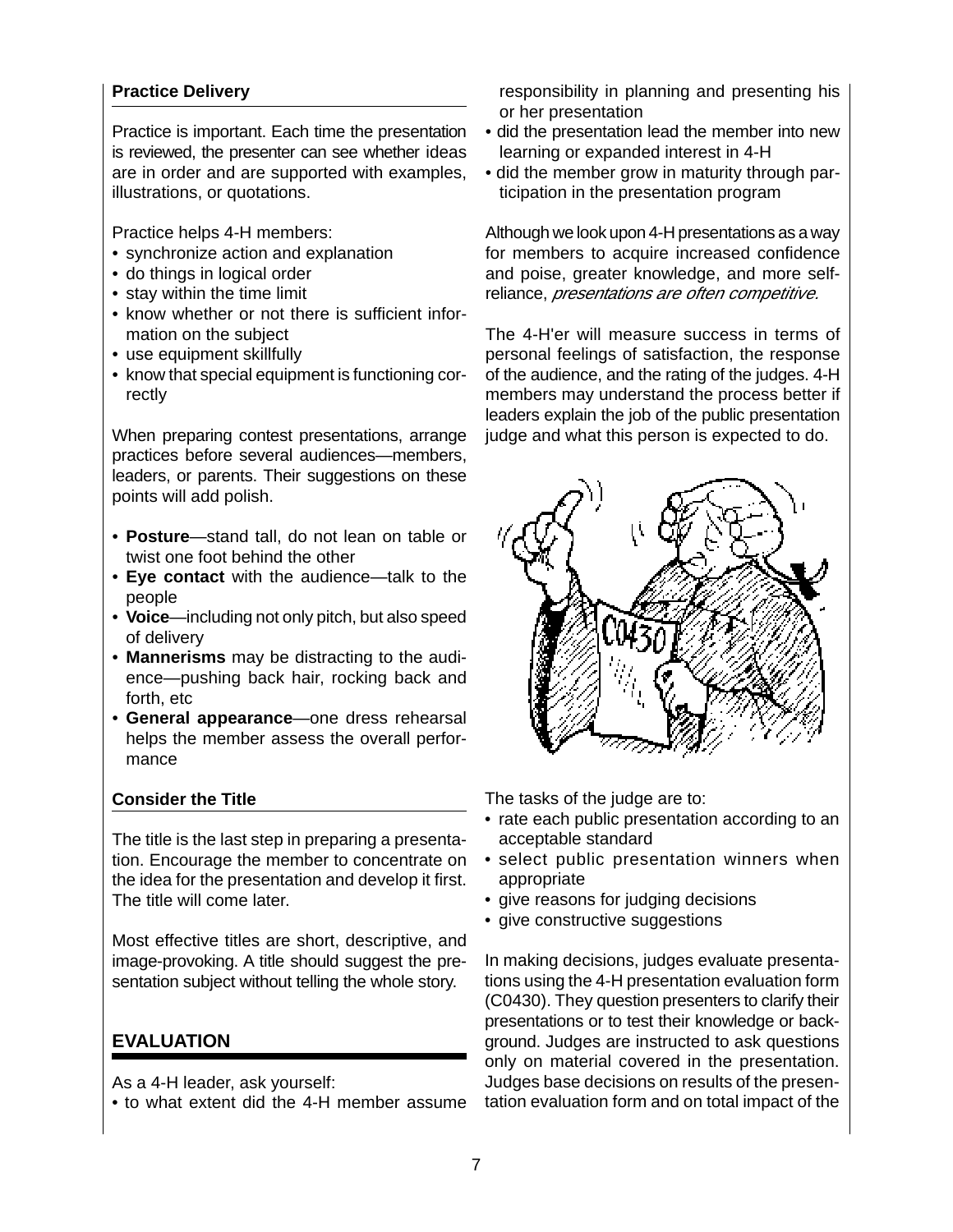### Practice Delivery

Practice is important. Each time the presentation is reviewed, the presenter can see whether ideas are in order and are supported with examples, illustrations, or quotations.

Practice helps 4-H members:

- synchronize action and explanation
- do things in logical order
- stay within the time limit
- know whether or not there is sufficient information on the subject
- use equipment skillfully
- know that special equipment is functioning correctly

When preparing contest presentations, arrange practices before several audiences—members, leaders, or parents. Their suggestions on these points will add polish.

- **Posture**—stand tall, do not lean on table or twist one foot behind the other
- **Eye contact** with the audience—talk to the people
- **Voice**—including not only pitch, but also speed of delivery
- **Mannerisms** may be distracting to the audience—pushing back hair, rocking back and forth, etc
- **General appearance**—one dress rehearsal helps the member assess the overall performance

### Consider the Title

The title is the last step in preparing a presentation. Encourage the member to concentrate on the idea for the presentation and develop it first. The title will come later.

Most effective titles are short, descriptive, and image-provoking. A title should suggest the presentation subject without telling the whole story.

## EVALUATION

As a 4-H leader, ask yourself:

- to what extent did the 4-H member assume responsibility in planning and presenting his or her presentation
- did the presentation lead the member into new learning or expanded interest in 4-H
- did the member grow in maturity through participation in the presentation program

Although we look upon 4-H presentations as a way for members to acquire increased confidence and poise, greater knowledge, and more self-reliance, *presentations are often competitive.*

The 4-H'er will measure success in terms of personal feelings of satisfaction, the response of the audience, and the rating of the judges. 4-H members may understand the process better if leaders explain the job of the public presentation judge and what this person is expected to do.

The tasks of the judge are to:

- rate each public presentation according to an acceptable standard
- select public presentation winners when appropriate
- give reasons for judging decisions
- give constructive suggestions

In making decisions, judges evaluate presentations using the 4-H presentation evaluation form (C0430). They question presenters to clarify their presentations or to test their knowledge or background. Judges are instructed to ask questions only on material covered in the presentation. Judges base decisions on results of the presentation evaluation form and on total impact of the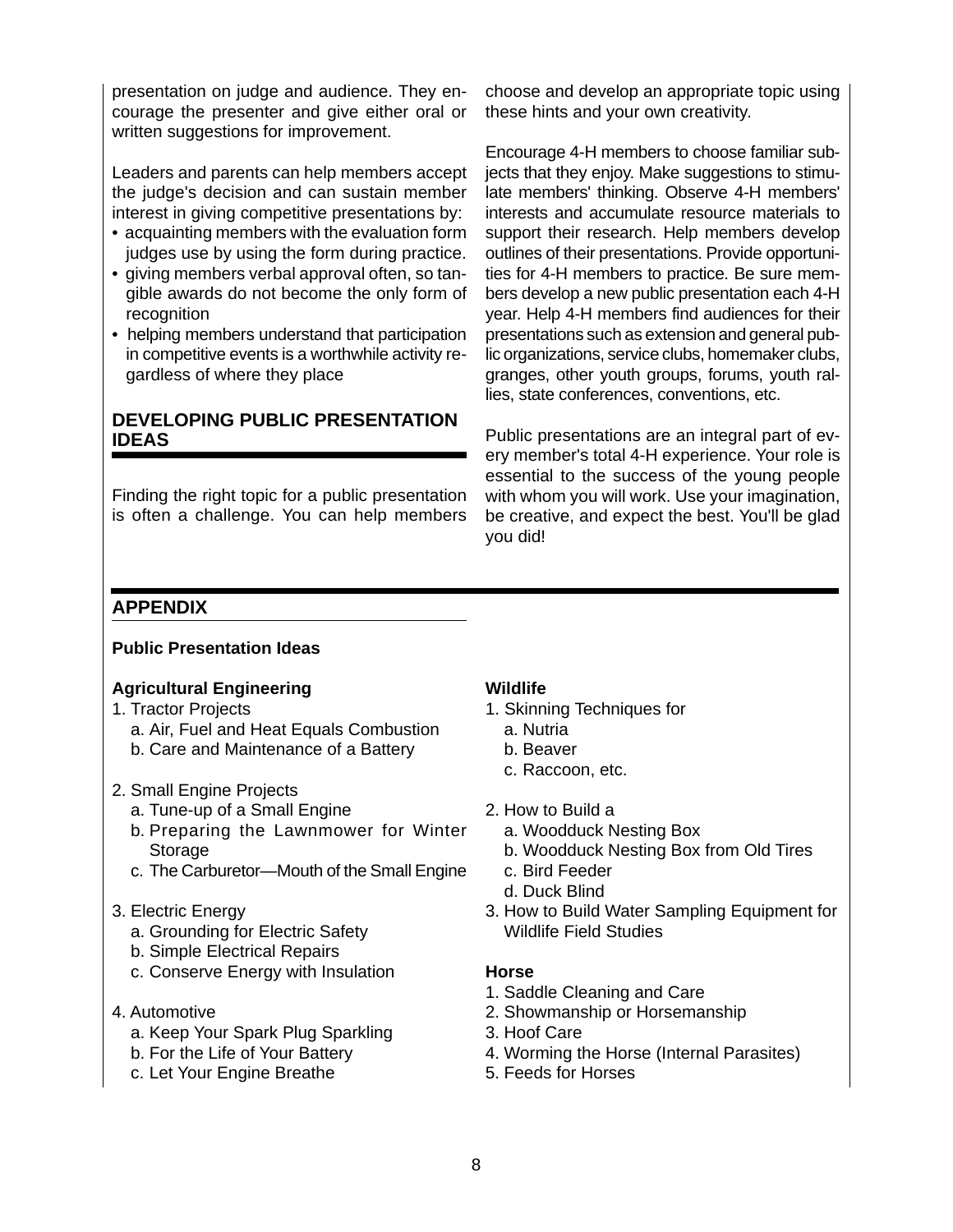presentation on judge and audience. They encourage the presenter and give either oral or written suggestions for improvement.

Leaders and parents can help members accept the judge's decision and can sustain member interest in giving competitive presentations by:

- acquainting members with the evaluation form judges use by using the form during practice.
- giving members verbal approval often, so tangible awards do not become the only form of recognition
- helping members understand that participation in competitive events is a worthwhile activity regardless of where they place

## DEVELOPING PUBLIC PRESENTATION IDEAS

Finding the right topic for a public presentation is often a challenge. You can help members choose and develop an appropriate topic using these hints and your own creativity.

Encourage 4-H members to choose familiar subjects that they enjoy. Make suggestions to stimulate members' thinking. Observe 4-H members' interests and accumulate resource materials to support their research. Help members develop outlines of their presentations. Provide opportunities for 4-H members to practice. Be sure members develop a new public presentation each 4-H year. Help 4-H members find audiences for their presentations such as extension and general public organizations, service clubs, homemaker clubs, granges, other youth groups, forums, youth rallies, state conferences, conventions, etc.

Public presentations are an integral part of every member's total 4-H experience. Your role is essential to the success of the young people with whom you will work. Use your imagination, be creative, and expect the best. You'll be glad you did!

## APPENDIX

### Public Presentation Ideas

#### Agricultural Engineering

1. Tractor Projects
   a. Air, Fuel and Heat Equals Combustion
   b. Care and Maintenance of a Battery

2. Small Engine Projects
   a. Tune-up of a Small Engine
   b. Preparing the Lawnmower for Winter Storage
   c. The Carburetor—Mouth of the Small Engine

3. Electric Energy
   a. Grounding for Electric Safety
   b. Simple Electrical Repairs
   c. Conserve Energy with Insulation

4. Automotive
   a. Keep Your Spark Plug Sparkling
   b. For the Life of Your Battery
   c. Let Your Engine Breathe

#### Wildlife

1. Skinning Techniques for
   a. Nutria
   b. Beaver
   c. Raccoon, etc.

2. How to Build a
   a. Woodduck Nesting Box
   b. Woodduck Nesting Box from Old Tires
   c. Bird Feeder
   d. Duck Blind
3. How to Build Water Sampling Equipment for Wildlife Field Studies

#### Horse

1. Saddle Cleaning and Care
2. Showmanship or Horsemanship
3. Hoof Care
4. Worming the Horse (Internal Parasites)
5. Feeds for Horses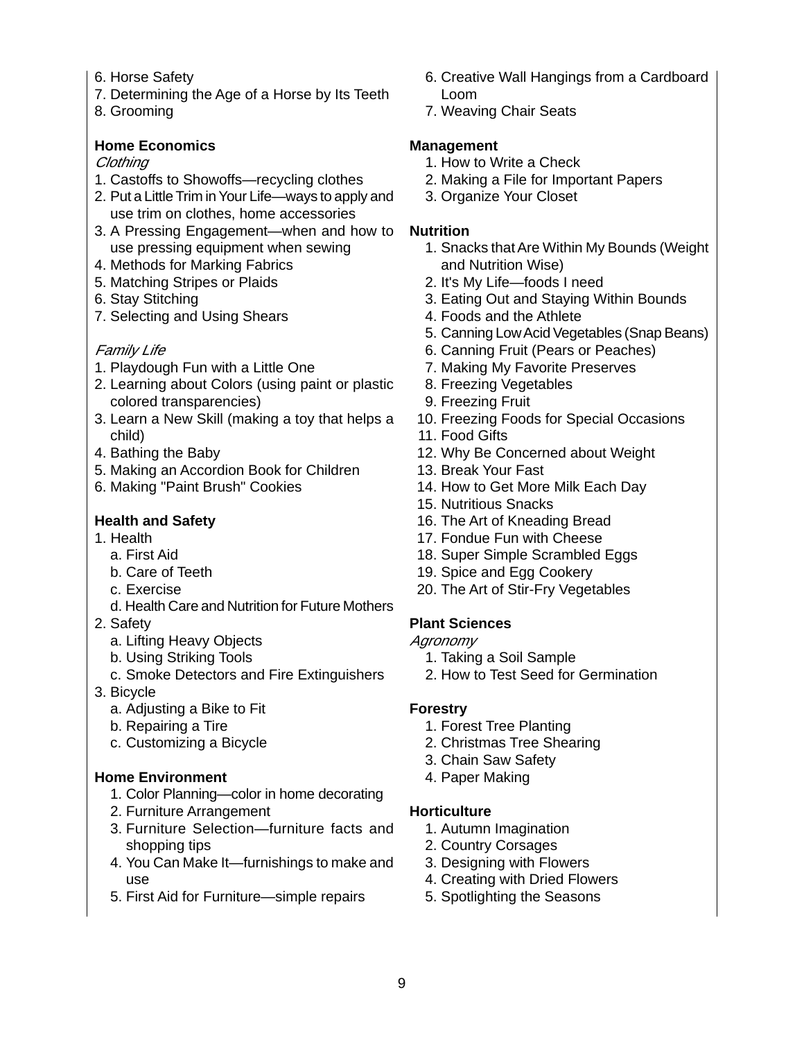6. Horse Safety
7. Determining the Age of a Horse by Its Teeth
8. Grooming

**Home Economics**

*Clothing*

1. Castoffs to Showoffs—recycling clothes
2. Put a Little Trim in Your Life—ways to apply and use trim on clothes, home accessories
3. A Pressing Engagement—when and how to use pressing equipment when sewing
4. Methods for Marking Fabrics
5. Matching Stripes or Plaids
6. Stay Stitching
7. Selecting and Using Shears

*Family Life*

1. Playdough Fun with a Little One
2. Learning about Colors (using paint or plastic colored transparencies)
3. Learn a New Skill (making a toy that helps a child)
4. Bathing the Baby
5. Making an Accordion Book for Children
6. Making "Paint Brush" Cookies

**Health and Safety**

1. Health
   a. First Aid
   b. Care of Teeth
   c. Exercise
   d. Health Care and Nutrition for Future Mothers
2. Safety
   a. Lifting Heavy Objects
   b. Using Striking Tools
   c. Smoke Detectors and Fire Extinguishers
3. Bicycle
   a. Adjusting a Bike to Fit
   b. Repairing a Tire
   c. Customizing a Bicycle

**Home Environment**

1. Color Planning—color in home decorating
2. Furniture Arrangement
3. Furniture Selection—furniture facts and shopping tips
4. You Can Make It—furnishings to make and use
5. First Aid for Furniture—simple repairs
6. Creative Wall Hangings from a Cardboard Loom
7. Weaving Chair Seats

**Management**

1. How to Write a Check
2. Making a File for Important Papers
3. Organize Your Closet

**Nutrition**

1. Snacks that Are Within My Bounds (Weight and Nutrition Wise)
2. It's My Life—foods I need
3. Eating Out and Staying Within Bounds
4. Foods and the Athlete
5. Canning Low Acid Vegetables (Snap Beans)
6. Canning Fruit (Pears or Peaches)
7. Making My Favorite Preserves
8. Freezing Vegetables
9. Freezing Fruit
10. Freezing Foods for Special Occasions
11. Food Gifts
12. Why Be Concerned about Weight
13. Break Your Fast
14. How to Get More Milk Each Day
15. Nutritious Snacks
16. The Art of Kneading Bread
17. Fondue Fun with Cheese
18. Super Simple Scrambled Eggs
19. Spice and Egg Cookery
20. The Art of Stir-Fry Vegetables

**Plant Sciences**

*Agronomy*

1. Taking a Soil Sample
2. How to Test Seed for Germination

**Forestry**

1. Forest Tree Planting
2. Christmas Tree Shearing
3. Chain Saw Safety
4. Paper Making

**Horticulture**

1. Autumn Imagination
2. Country Corsages
3. Designing with Flowers
4. Creating with Dried Flowers
5. Spotlighting the Seasons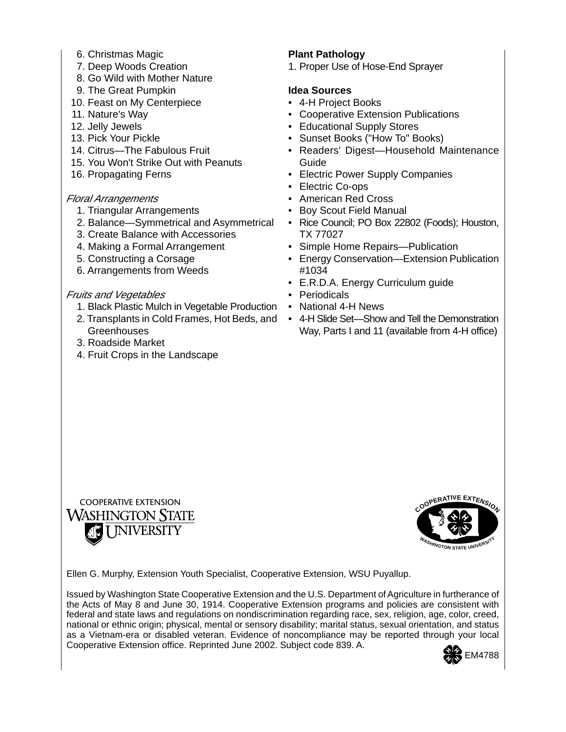6. Christmas Magic
7. Deep Woods Creation
8. Go Wild with Mother Nature
9. The Great Pumpkin
10. Feast on My Centerpiece
11. Nature's Way
12. Jelly Jewels
13. Pick Your Pickle
14. Citrus—The Fabulous Fruit
15. You Won't Strike Out with Peanuts
16. Propagating Ferns

*Floral Arrangements*

1. Triangular Arrangements
2. Balance—Symmetrical and Asymmetrical
3. Create Balance with Accessories
4. Making a Formal Arrangement
5. Constructing a Corsage
6. Arrangements from Weeds

*Fruits and Vegetables*

1. Black Plastic Mulch in Vegetable Production
2. Transplants in Cold Frames, Hot Beds, and Greenhouses
3. Roadside Market
4. Fruit Crops in the Landscape

**Plant Pathology**

1. Proper Use of Hose-End Sprayer

**Idea Sources**

- 4-H Project Books
- Cooperative Extension Publications
- Educational Supply Stores
- Sunset Books ("How To" Books)
- Readers' Digest—Household Maintenance Guide
- Electric Power Supply Companies
- Electric Co-ops
- American Red Cross
- Boy Scout Field Manual
- Rice Council; PO Box 22802 (Foods); Houston, TX 77027
- Simple Home Repairs—Publication
- Energy Conservation—Extension Publication #1034
- E.R.D.A. Energy Curriculum guide
- Periodicals
- National 4-H News
- 4-H Slide Set—Show and Tell the Demonstration Way, Parts I and 11 (available from 4-H office)

COOPERATIVE EXTENSION
WASHINGTON STATE UNIVERSITY

COOPERATIVE EXTENSION WASHINGTON STATE UNIVERSITY

Ellen G. Murphy, Extension Youth Specialist, Cooperative Extension, WSU Puyallup.

Issued by Washington State Cooperative Extension and the U.S. Department of Agriculture in furtherance of the Acts of May 8 and June 30, 1914. Cooperative Extension programs and policies are consistent with federal and state laws and regulations on nondiscrimination regarding race, sex, religion, age, color, creed, national or ethnic origin; physical, mental or sensory disability; marital status, sexual orientation, and status as a Vietnam-era or disabled veteran. Evidence of noncompliance may be reported through your local Cooperative Extension office. Reprinted June 2002. Subject code 839. A.

EM4788